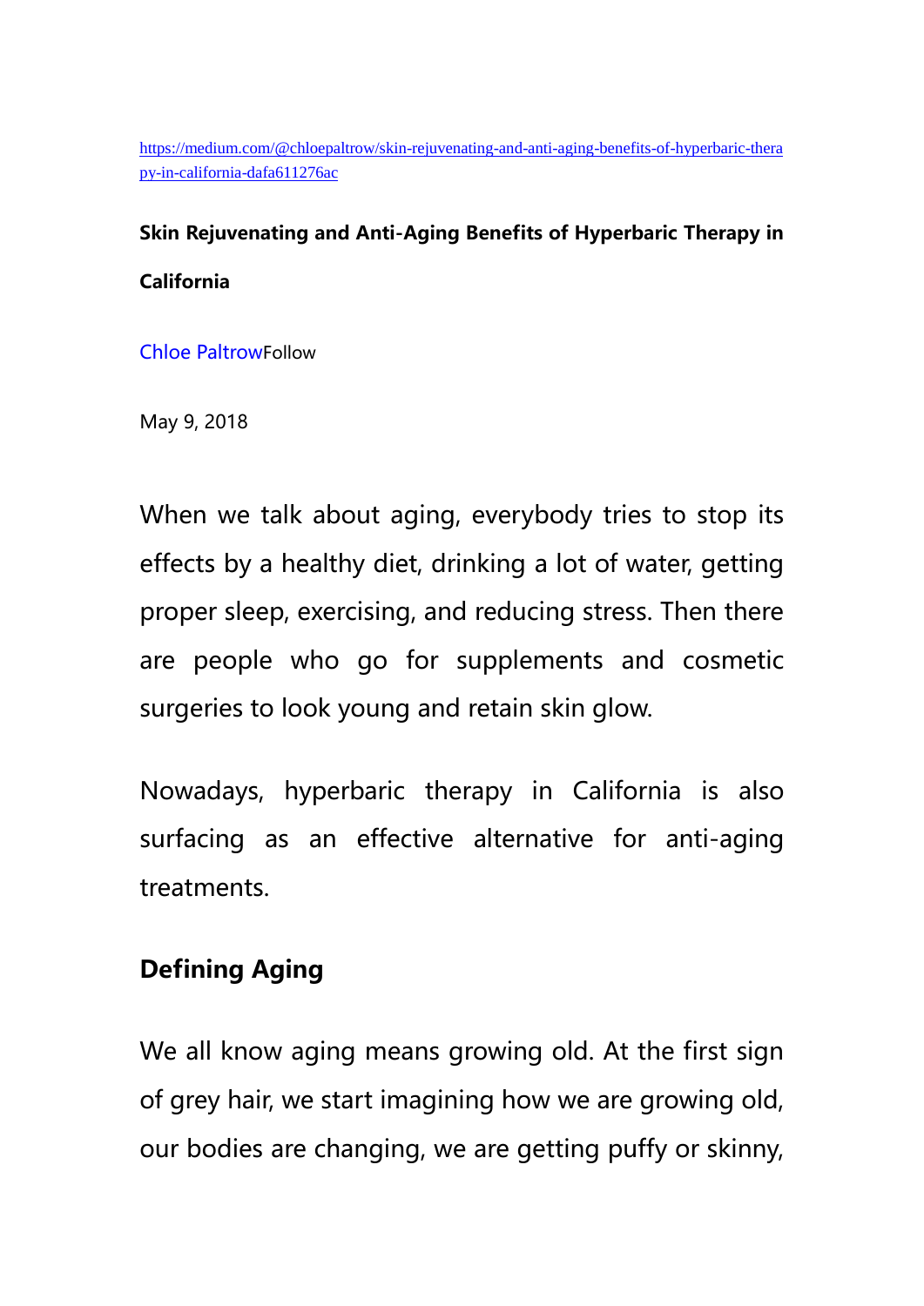https://medium.com/@chloepaltrow/skin-rejuvenating-and-anti-aging-benefits-of-hyperbaric-therapy-in-california-dafa611276ac

# Skin Rejuvenating and Anti-Aging Benefits of Hyperbaric Therapy in California

Chloe PaltrowFollow

May 9, 2018

When we talk about aging, everybody tries to stop its effects by a healthy diet, drinking a lot of water, getting proper sleep, exercising, and reducing stress. Then there are people who go for supplements and cosmetic surgeries to look young and retain skin glow.

Nowadays, hyperbaric therapy in California is also surfacing as an effective alternative for anti-aging treatments.

## Defining Aging

We all know aging means growing old. At the first sign of grey hair, we start imagining how we are growing old, our bodies are changing, we are getting puffy or skinny,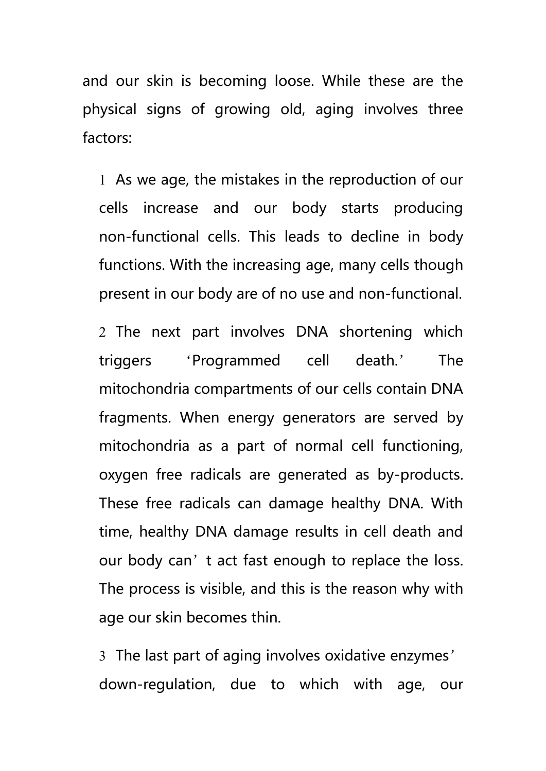and our skin is becoming loose. While these are the physical signs of growing old, aging involves three factors:

1 As we age, the mistakes in the reproduction of our cells increase and our body starts producing non-functional cells. This leads to decline in body functions. With the increasing age, many cells though present in our body are of no use and non-functional.

2 The next part involves DNA shortening which triggers ‘Programmed cell death.’ The mitochondria compartments of our cells contain DNA fragments. When energy generators are served by mitochondria as a part of normal cell functioning, oxygen free radicals are generated as by-products. These free radicals can damage healthy DNA. With time, healthy DNA damage results in cell death and our body can’t act fast enough to replace the loss. The process is visible, and this is the reason why with age our skin becomes thin.

3 The last part of aging involves oxidative enzymes’ down-regulation, due to which with age, our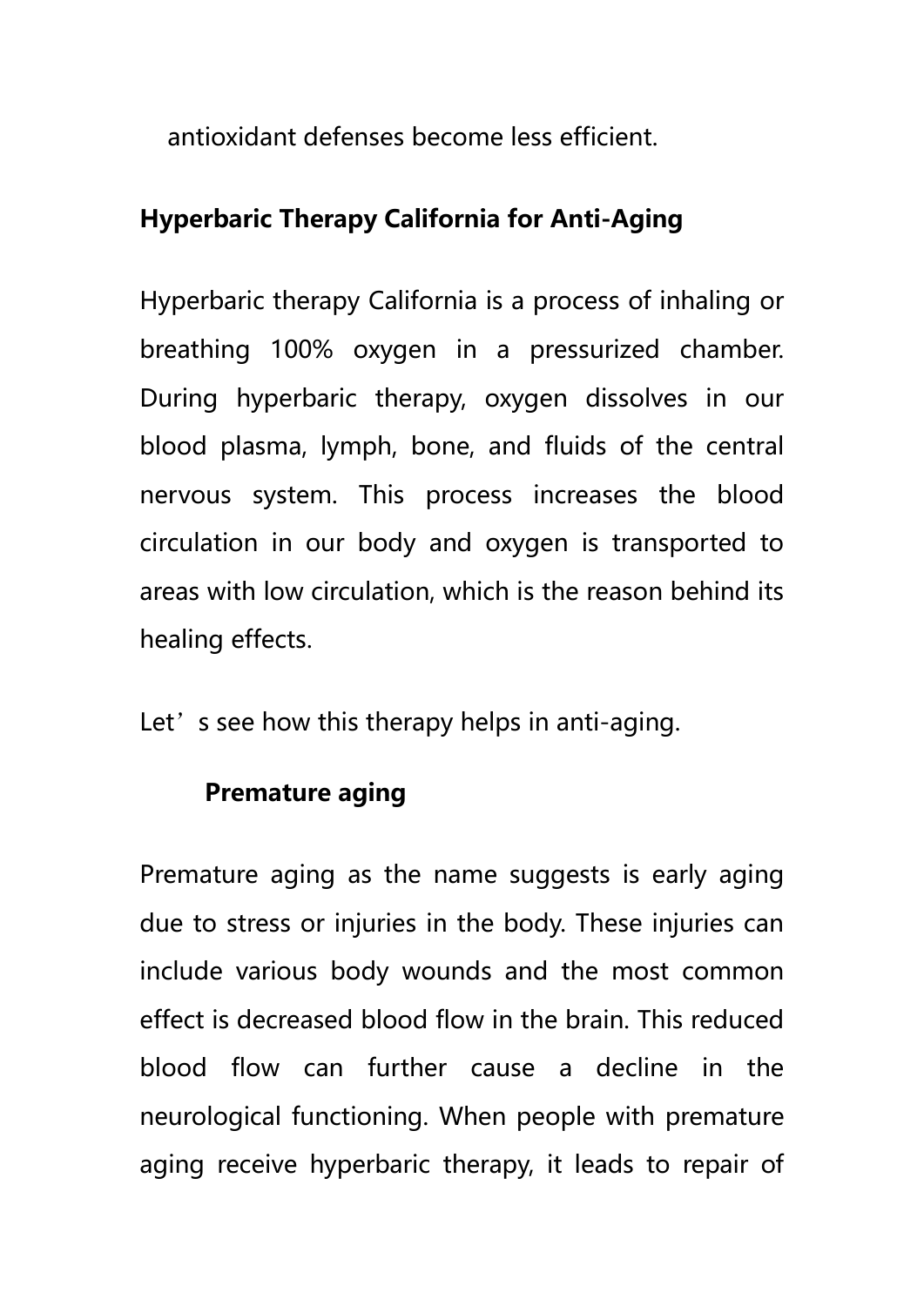antioxidant defenses become less efficient.

## Hyperbaric Therapy California for Anti-Aging

Hyperbaric therapy California is a process of inhaling or breathing 100% oxygen in a pressurized chamber. During hyperbaric therapy, oxygen dissolves in our blood plasma, lymph, bone, and fluids of the central nervous system. This process increases the blood circulation in our body and oxygen is transported to areas with low circulation, which is the reason behind its healing effects.

Let’s see how this therapy helps in anti-aging.

### Premature aging

Premature aging as the name suggests is early aging due to stress or injuries in the body. These injuries can include various body wounds and the most common effect is decreased blood flow in the brain. This reduced blood flow can further cause a decline in the neurological functioning. When people with premature aging receive hyperbaric therapy, it leads to repair of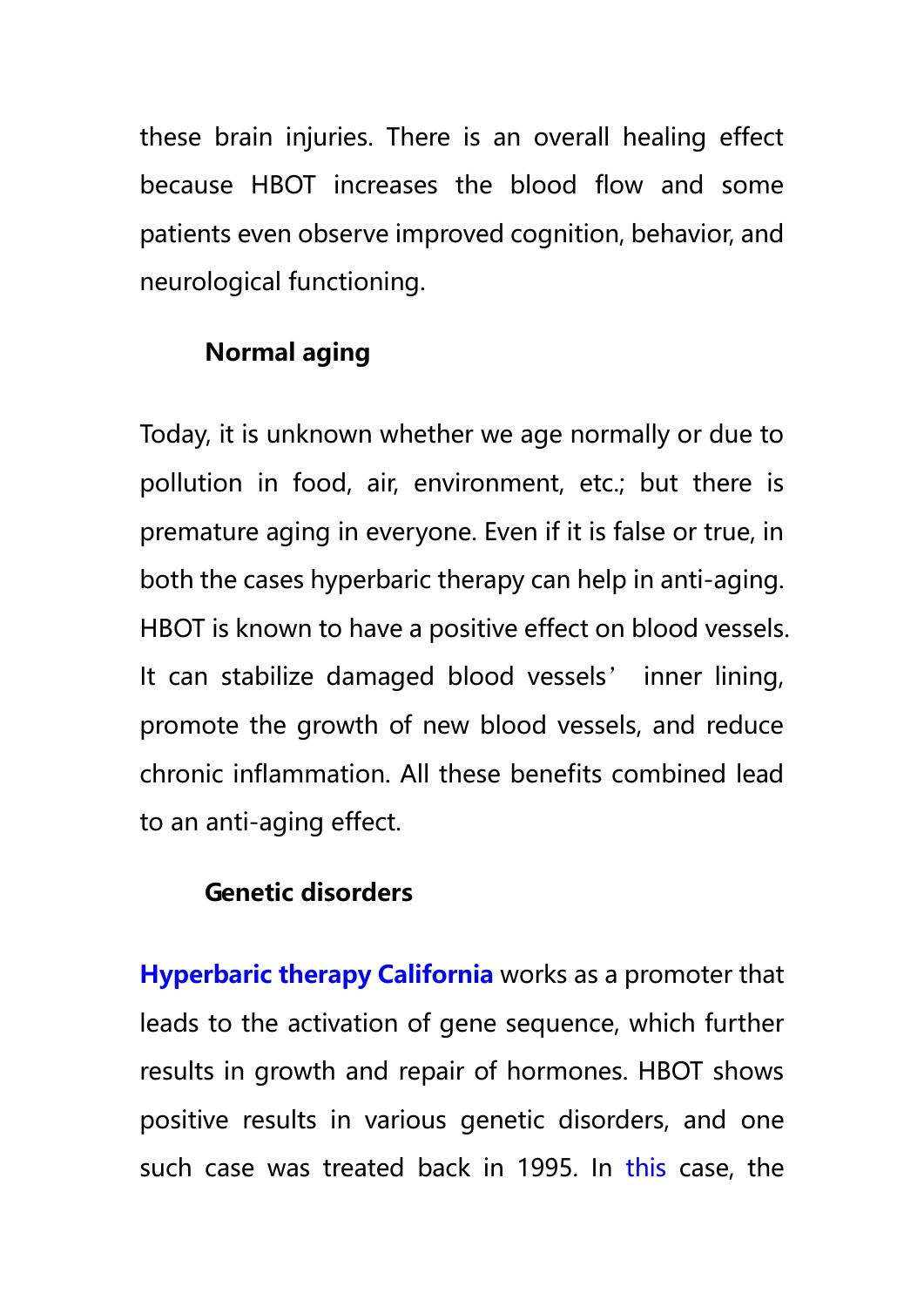these brain injuries. There is an overall healing effect because HBOT increases the blood flow and some patients even observe improved cognition, behavior, and neurological functioning.

### Normal aging

Today, it is unknown whether we age normally or due to pollution in food, air, environment, etc.; but there is premature aging in everyone. Even if it is false or true, in both the cases hyperbaric therapy can help in anti-aging. HBOT is known to have a positive effect on blood vessels. It can stabilize damaged blood vessels' inner lining, promote the growth of new blood vessels, and reduce chronic inflammation. All these benefits combined lead to an anti-aging effect.

### Genetic disorders

**Hyperbaric therapy California** works as a promoter that leads to the activation of gene sequence, which further results in growth and repair of hormones. HBOT shows positive results in various genetic disorders, and one such case was treated back in 1995. In this case, the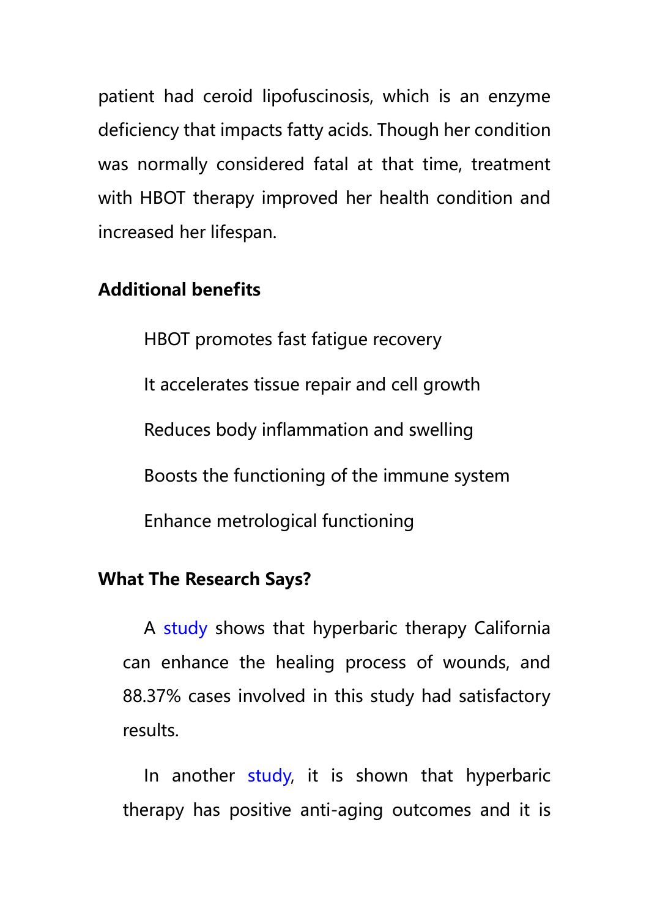patient had ceroid lipofuscinosis, which is an enzyme deficiency that impacts fatty acids. Though her condition was normally considered fatal at that time, treatment with HBOT therapy improved her health condition and increased her lifespan.

**Additional benefits**

- HBOT promotes fast fatigue recovery
- It accelerates tissue repair and cell growth
- Reduces body inflammation and swelling
- Boosts the functioning of the immune system
- Enhance metrological functioning

**What The Research Says?**

A study shows that hyperbaric therapy California can enhance the healing process of wounds, and 88.37% cases involved in this study had satisfactory results.

In another study, it is shown that hyperbaric therapy has positive anti-aging outcomes and it is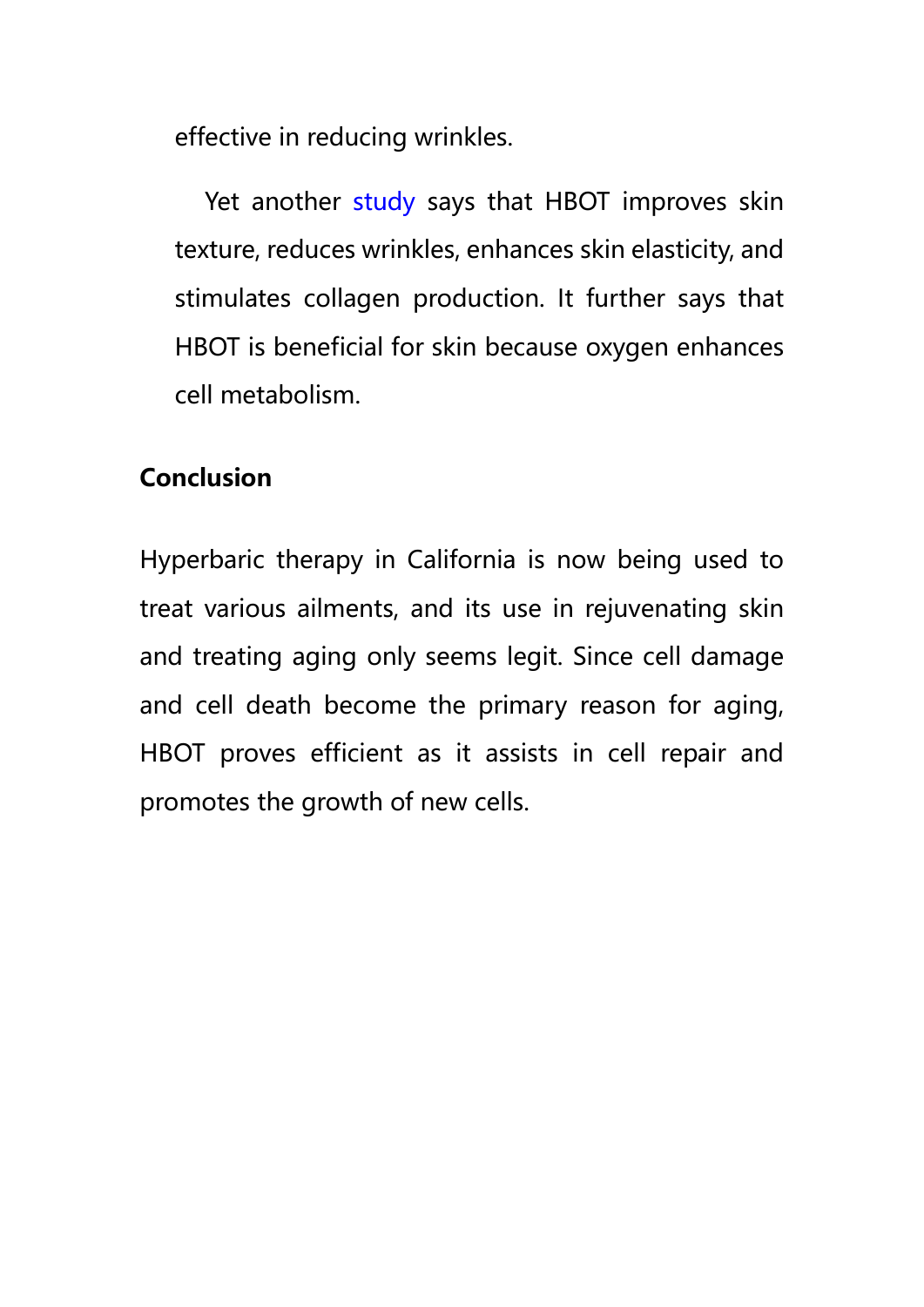effective in reducing wrinkles.

Yet another study says that HBOT improves skin texture, reduces wrinkles, enhances skin elasticity, and stimulates collagen production. It further says that HBOT is beneficial for skin because oxygen enhances cell metabolism.

## Conclusion

Hyperbaric therapy in California is now being used to treat various ailments, and its use in rejuvenating skin and treating aging only seems legit. Since cell damage and cell death become the primary reason for aging, HBOT proves efficient as it assists in cell repair and promotes the growth of new cells.